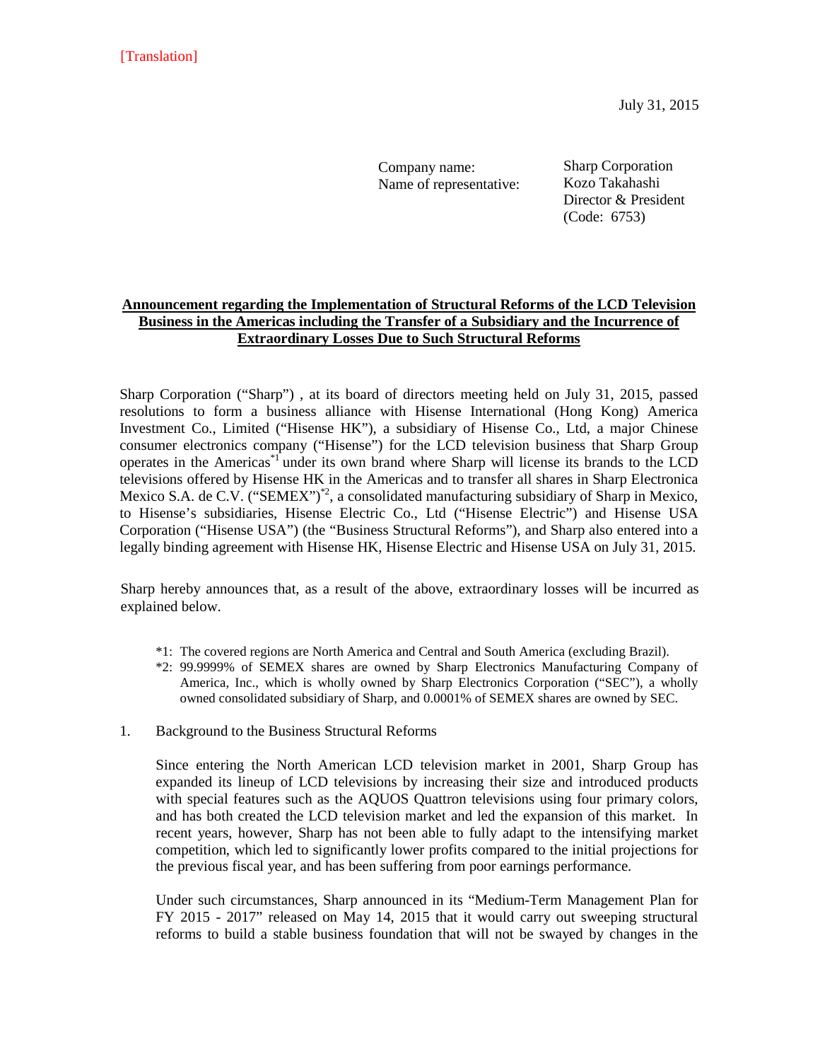[Translation]

July 31, 2015

Company name: Sharp Corporation
Name of representative: Kozo Takahashi
Director & President
(Code: 6753)

## Announcement regarding the Implementation of Structural Reforms of the LCD Television Business in the Americas including the Transfer of a Subsidiary and the Incurrence of Extraordinary Losses Due to Such Structural Reforms

Sharp Corporation ("Sharp") , at its board of directors meeting held on July 31, 2015, passed resolutions to form a business alliance with Hisense International (Hong Kong) America Investment Co., Limited ("Hisense HK"), a subsidiary of Hisense Co., Ltd, a major Chinese consumer electronics company ("Hisense") for the LCD television business that Sharp Group operates in the Americas[*1] under its own brand where Sharp will license its brands to the LCD televisions offered by Hisense HK in the Americas and to transfer all shares in Sharp Electronica Mexico S.A. de C.V. ("SEMEX")[*2], a consolidated manufacturing subsidiary of Sharp in Mexico, to Hisense's subsidiaries, Hisense Electric Co., Ltd ("Hisense Electric") and Hisense USA Corporation ("Hisense USA") (the "Business Structural Reforms"), and Sharp also entered into a legally binding agreement with Hisense HK, Hisense Electric and Hisense USA on July 31, 2015.

Sharp hereby announces that, as a result of the above, extraordinary losses will be incurred as explained below.

*1: The covered regions are North America and Central and South America (excluding Brazil).

*2: 99.9999% of SEMEX shares are owned by Sharp Electronics Manufacturing Company of America, Inc., which is wholly owned by Sharp Electronics Corporation ("SEC"), a wholly owned consolidated subsidiary of Sharp, and 0.0001% of SEMEX shares are owned by SEC.

1. Background to the Business Structural Reforms

Since entering the North American LCD television market in 2001, Sharp Group has expanded its lineup of LCD televisions by increasing their size and introduced products with special features such as the AQUOS Quattron televisions using four primary colors, and has both created the LCD television market and led the expansion of this market. In recent years, however, Sharp has not been able to fully adapt to the intensifying market competition, which led to significantly lower profits compared to the initial projections for the previous fiscal year, and has been suffering from poor earnings performance.

Under such circumstances, Sharp announced in its "Medium-Term Management Plan for FY 2015 - 2017" released on May 14, 2015 that it would carry out sweeping structural reforms to build a stable business foundation that will not be swayed by changes in the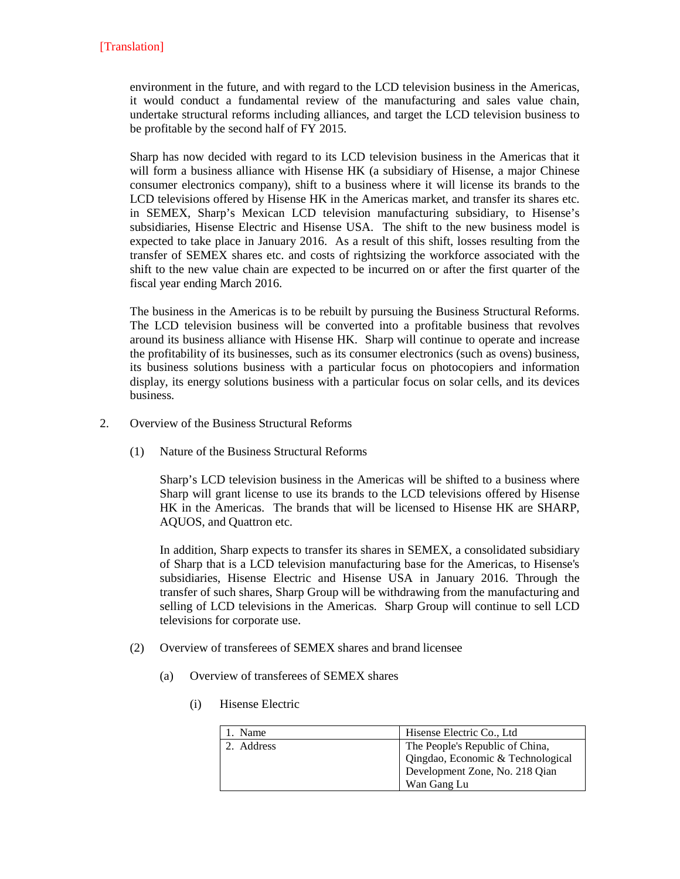[Translation]

environment in the future, and with regard to the LCD television business in the Americas, it would conduct a fundamental review of the manufacturing and sales value chain, undertake structural reforms including alliances, and target the LCD television business to be profitable by the second half of FY 2015.

Sharp has now decided with regard to its LCD television business in the Americas that it will form a business alliance with Hisense HK (a subsidiary of Hisense, a major Chinese consumer electronics company), shift to a business where it will license its brands to the LCD televisions offered by Hisense HK in the Americas market, and transfer its shares etc. in SEMEX, Sharp's Mexican LCD television manufacturing subsidiary, to Hisense's subsidiaries, Hisense Electric and Hisense USA. The shift to the new business model is expected to take place in January 2016. As a result of this shift, losses resulting from the transfer of SEMEX shares etc. and costs of rightsizing the workforce associated with the shift to the new value chain are expected to be incurred on or after the first quarter of the fiscal year ending March 2016.

The business in the Americas is to be rebuilt by pursuing the Business Structural Reforms. The LCD television business will be converted into a profitable business that revolves around its business alliance with Hisense HK. Sharp will continue to operate and increase the profitability of its businesses, such as its consumer electronics (such as ovens) business, its business solutions business with a particular focus on photocopiers and information display, its energy solutions business with a particular focus on solar cells, and its devices business.

2. Overview of the Business Structural Reforms

(1) Nature of the Business Structural Reforms

Sharp's LCD television business in the Americas will be shifted to a business where Sharp will grant license to use its brands to the LCD televisions offered by Hisense HK in the Americas. The brands that will be licensed to Hisense HK are SHARP, AQUOS, and Quattron etc.

In addition, Sharp expects to transfer its shares in SEMEX, a consolidated subsidiary of Sharp that is a LCD television manufacturing base for the Americas, to Hisense's subsidiaries, Hisense Electric and Hisense USA in January 2016. Through the transfer of such shares, Sharp Group will be withdrawing from the manufacturing and selling of LCD televisions in the Americas. Sharp Group will continue to sell LCD televisions for corporate use.

(2) Overview of transferees of SEMEX shares and brand licensee

(a) Overview of transferees of SEMEX shares

(i) Hisense Electric

| | |
|---|---|
| 1. Name | Hisense Electric Co., Ltd |
| 2. Address | The People's Republic of China, Qingdao, Economic & Technological Development Zone, No. 218 Qian Wan Gang Lu |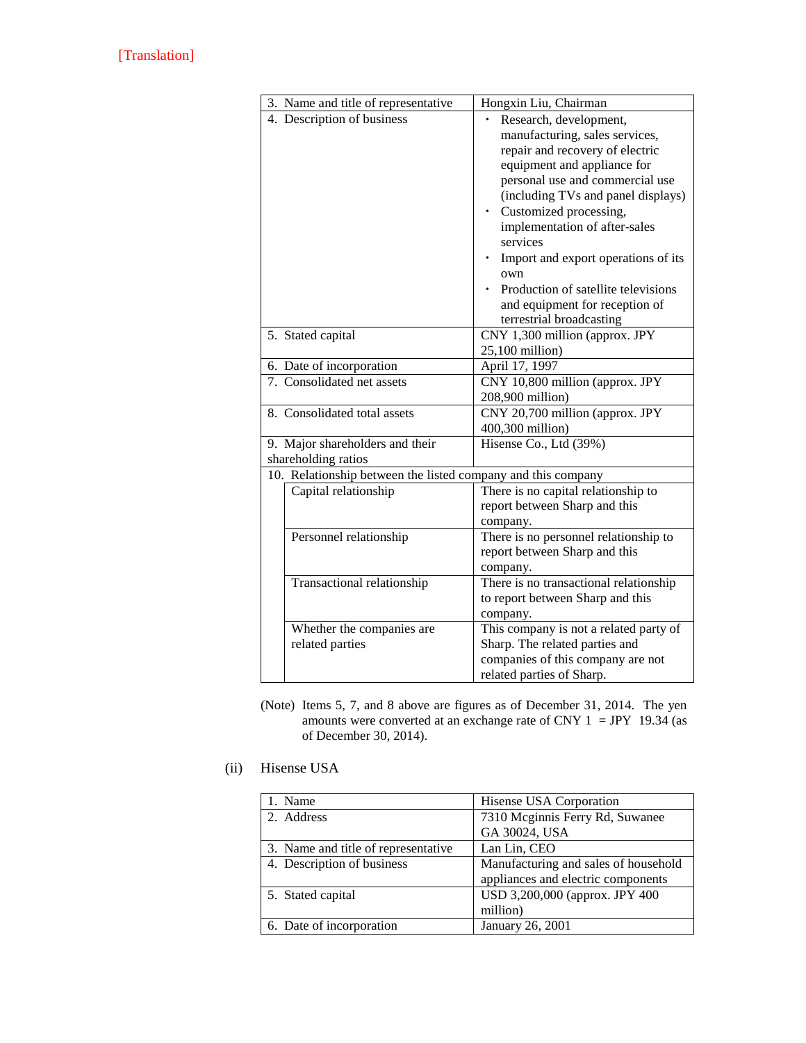[Translation]

| | |
|---|---|
| 3. Name and title of representative | Hongxin Liu, Chairman |
| 4. Description of business | ・ Research, development, manufacturing, sales services, repair and recovery of electric equipment and appliance for personal use and commercial use (including TVs and panel displays)<br>・ Customized processing, implementation of after-sales services<br>・ Import and export operations of its own<br>・ Production of satellite televisions and equipment for reception of terrestrial broadcasting |
| 5. Stated capital | CNY 1,300 million (approx. JPY 25,100 million) |
| 6. Date of incorporation | April 17, 1997 |
| 7. Consolidated net assets | CNY 10,800 million (approx. JPY 208,900 million) |
| 8. Consolidated total assets | CNY 20,700 million (approx. JPY 400,300 million) |
| 9. Major shareholders and their shareholding ratios | Hisense Co., Ltd (39%) |
| 10. Relationship between the listed company and this company | |
| Capital relationship | There is no capital relationship to report between Sharp and this company. |
| Personnel relationship | There is no personnel relationship to report between Sharp and this company. |
| Transactional relationship | There is no transactional relationship to report between Sharp and this company. |
| Whether the companies are related parties | This company is not a related party of Sharp. The related parties and companies of this company are not related parties of Sharp. |

(Note) Items 5, 7, and 8 above are figures as of December 31, 2014. The yen amounts were converted at an exchange rate of CNY 1 = JPY 19.34 (as of December 30, 2014).

(ii) Hisense USA

| | |
|---|---|
| 1. Name | Hisense USA Corporation |
| 2. Address | 7310 Mcginnis Ferry Rd, Suwanee GA 30024, USA |
| 3. Name and title of representative | Lan Lin, CEO |
| 4. Description of business | Manufacturing and sales of household appliances and electric components |
| 5. Stated capital | USD 3,200,000 (approx. JPY 400 million) |
| 6. Date of incorporation | January 26, 2001 |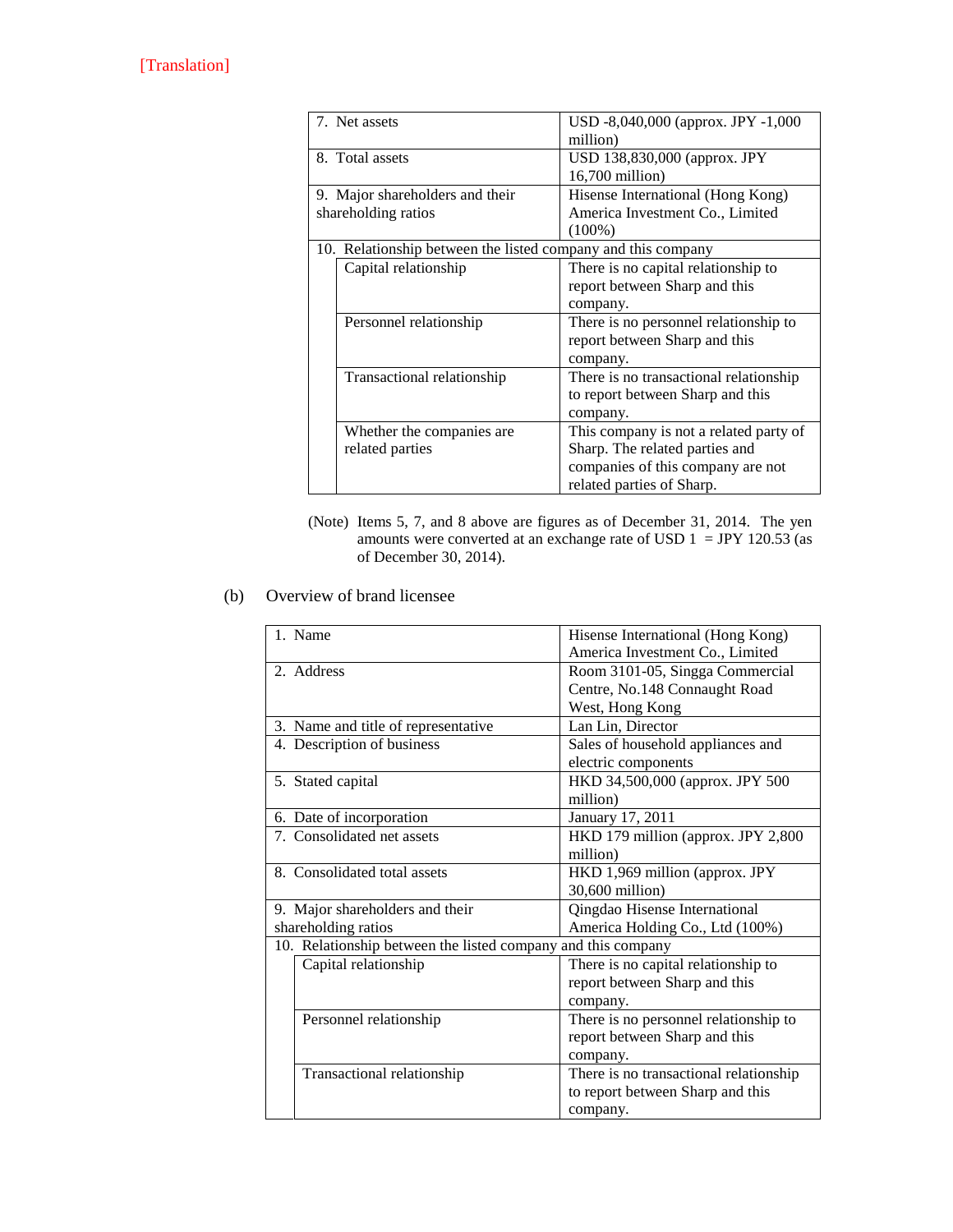[Translation]

| | |
|---|---|
| 7. Net assets | USD -8,040,000 (approx. JPY -1,000 million) |
| 8. Total assets | USD 138,830,000 (approx. JPY 16,700 million) |
| 9. Major shareholders and their shareholding ratios | Hisense International (Hong Kong) America Investment Co., Limited (100%) |
| 10. Relationship between the listed company and this company | |
| Capital relationship | There is no capital relationship to report between Sharp and this company. |
| Personnel relationship | There is no personnel relationship to report between Sharp and this company. |
| Transactional relationship | There is no transactional relationship to report between Sharp and this company. |
| Whether the companies are related parties | This company is not a related party of Sharp. The related parties and companies of this company are not related parties of Sharp. |

(Note) Items 5, 7, and 8 above are figures as of December 31, 2014. The yen amounts were converted at an exchange rate of USD 1 = JPY 120.53 (as of December 30, 2014).

(b) Overview of brand licensee

| | |
|---|---|
| 1. Name | Hisense International (Hong Kong) America Investment Co., Limited |
| 2. Address | Room 3101-05, Singga Commercial Centre, No.148 Connaught Road West, Hong Kong |
| 3. Name and title of representative | Lan Lin, Director |
| 4. Description of business | Sales of household appliances and electric components |
| 5. Stated capital | HKD 34,500,000 (approx. JPY 500 million) |
| 6. Date of incorporation | January 17, 2011 |
| 7. Consolidated net assets | HKD 179 million (approx. JPY 2,800 million) |
| 8. Consolidated total assets | HKD 1,969 million (approx. JPY 30,600 million) |
| 9. Major shareholders and their shareholding ratios | Qingdao Hisense International America Holding Co., Ltd (100%) |
| 10. Relationship between the listed company and this company | |
| Capital relationship | There is no capital relationship to report between Sharp and this company. |
| Personnel relationship | There is no personnel relationship to report between Sharp and this company. |
| Transactional relationship | There is no transactional relationship to report between Sharp and this company. |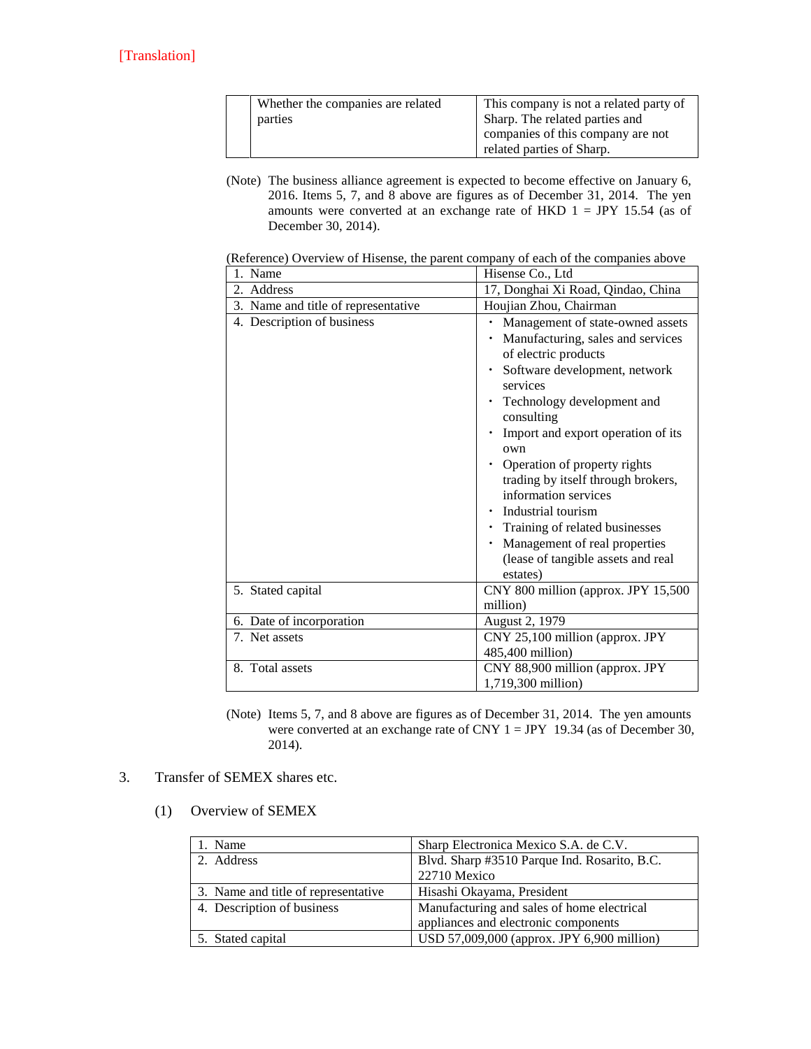[Translation]

| | | |
|---|---|---|
| | Whether the companies are related parties | This company is not a related party of Sharp. The related parties and companies of this company are not related parties of Sharp. |

(Note) The business alliance agreement is expected to become effective on January 6, 2016. Items 5, 7, and 8 above are figures as of December 31, 2014. The yen amounts were converted at an exchange rate of HKD 1 = JPY 15.54 (as of December 30, 2014).

(Reference) Overview of Hisense, the parent company of each of the companies above

| | |
|---|---|
| 1. Name | Hisense Co., Ltd |
| 2. Address | 17, Donghai Xi Road, Qindao, China |
| 3. Name and title of representative | Houjian Zhou, Chairman |
| 4. Description of business | ・ Management of state-owned assets<br>・ Manufacturing, sales and services of electric products<br>・ Software development, network services<br>・ Technology development and consulting<br>・ Import and export operation of its own<br>・ Operation of property rights trading by itself through brokers, information services<br>・ Industrial tourism<br>・ Training of related businesses<br>・ Management of real properties (lease of tangible assets and real estates) |
| 5. Stated capital | CNY 800 million (approx. JPY 15,500 million) |
| 6. Date of incorporation | August 2, 1979 |
| 7. Net assets | CNY 25,100 million (approx. JPY 485,400 million) |
| 8. Total assets | CNY 88,900 million (approx. JPY 1,719,300 million) |

(Note) Items 5, 7, and 8 above are figures as of December 31, 2014. The yen amounts were converted at an exchange rate of CNY 1 = JPY 19.34 (as of December 30, 2014).

3. Transfer of SEMEX shares etc.

(1) Overview of SEMEX

| | |
|---|---|
| 1. Name | Sharp Electronica Mexico S.A. de C.V. |
| 2. Address | Blvd. Sharp #3510 Parque Ind. Rosarito, B.C. 22710 Mexico |
| 3. Name and title of representative | Hisashi Okayama, President |
| 4. Description of business | Manufacturing and sales of home electrical appliances and electronic components |
| 5. Stated capital | USD 57,009,000 (approx. JPY 6,900 million) |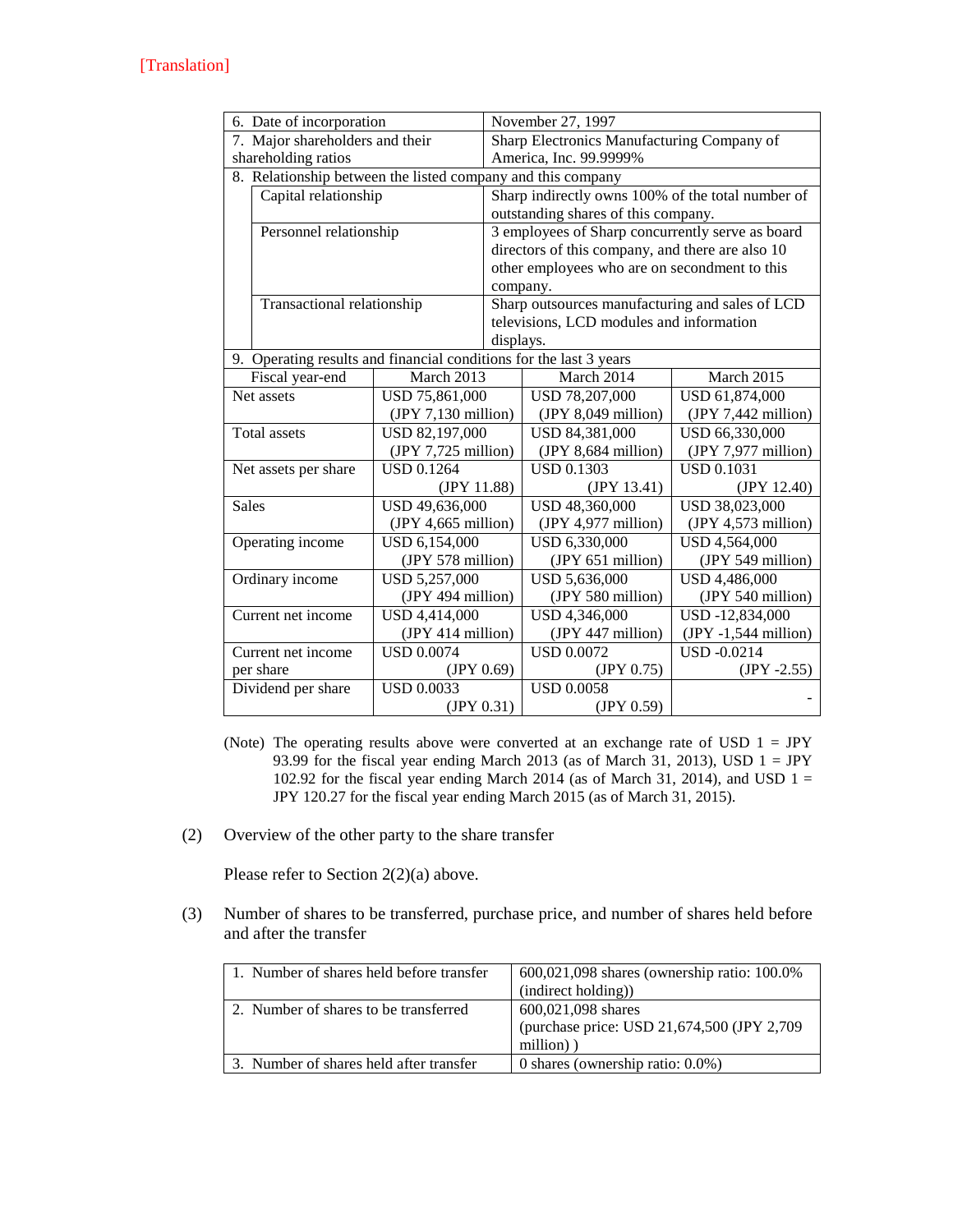[Translation]

| | | | |
|---|---|---|---|
| 6. Date of incorporation | November 27, 1997 | | |
| 7. Major shareholders and their shareholding ratios | Sharp Electronics Manufacturing Company of America, Inc. 99.9999% | | |
| 8. Relationship between the listed company and this company | | | |
| Capital relationship | Sharp indirectly owns 100% of the total number of outstanding shares of this company. | | |
| Personnel relationship | 3 employees of Sharp concurrently serve as board directors of this company, and there are also 10 other employees who are on secondment to this company. | | |
| Transactional relationship | Sharp outsources manufacturing and sales of LCD televisions, LCD modules and information displays. | | |
| 9. Operating results and financial conditions for the last 3 years | | | |
| Fiscal year-end | March 2013 | March 2014 | March 2015 |
| Net assets | USD 75,861,000 (JPY 7,130 million) | USD 78,207,000 (JPY 8,049 million) | USD 61,874,000 (JPY 7,442 million) |
| Total assets | USD 82,197,000 (JPY 7,725 million) | USD 84,381,000 (JPY 8,684 million) | USD 66,330,000 (JPY 7,977 million) |
| Net assets per share | USD 0.1264 (JPY 11.88) | USD 0.1303 (JPY 13.41) | USD 0.1031 (JPY 12.40) |
| Sales | USD 49,636,000 (JPY 4,665 million) | USD 48,360,000 (JPY 4,977 million) | USD 38,023,000 (JPY 4,573 million) |
| Operating income | USD 6,154,000 (JPY 578 million) | USD 6,330,000 (JPY 651 million) | USD 4,564,000 (JPY 549 million) |
| Ordinary income | USD 5,257,000 (JPY 494 million) | USD 5,636,000 (JPY 580 million) | USD 4,486,000 (JPY 540 million) |
| Current net income | USD 4,414,000 (JPY 414 million) | USD 4,346,000 (JPY 447 million) | USD -12,834,000 (JPY -1,544 million) |
| Current net income per share | USD 0.0074 (JPY 0.69) | USD 0.0072 (JPY 0.75) | USD -0.0214 (JPY -2.55) |
| Dividend per share | USD 0.0033 (JPY 0.31) | USD 0.0058 (JPY 0.59) | - |

(Note) The operating results above were converted at an exchange rate of USD 1 = JPY 93.99 for the fiscal year ending March 2013 (as of March 31, 2013), USD 1 = JPY 102.92 for the fiscal year ending March 2014 (as of March 31, 2014), and USD 1 = JPY 120.27 for the fiscal year ending March 2015 (as of March 31, 2015).

(2) Overview of the other party to the share transfer

Please refer to Section 2(2)(a) above.

(3) Number of shares to be transferred, purchase price, and number of shares held before and after the transfer

| | |
|---|---|
| 1. Number of shares held before transfer | 600,021,098 shares (ownership ratio: 100.0% (indirect holding)) |
| 2. Number of shares to be transferred | 600,021,098 shares (purchase price: USD 21,674,500 (JPY 2,709 million) ) |
| 3. Number of shares held after transfer | 0 shares (ownership ratio: 0.0%) |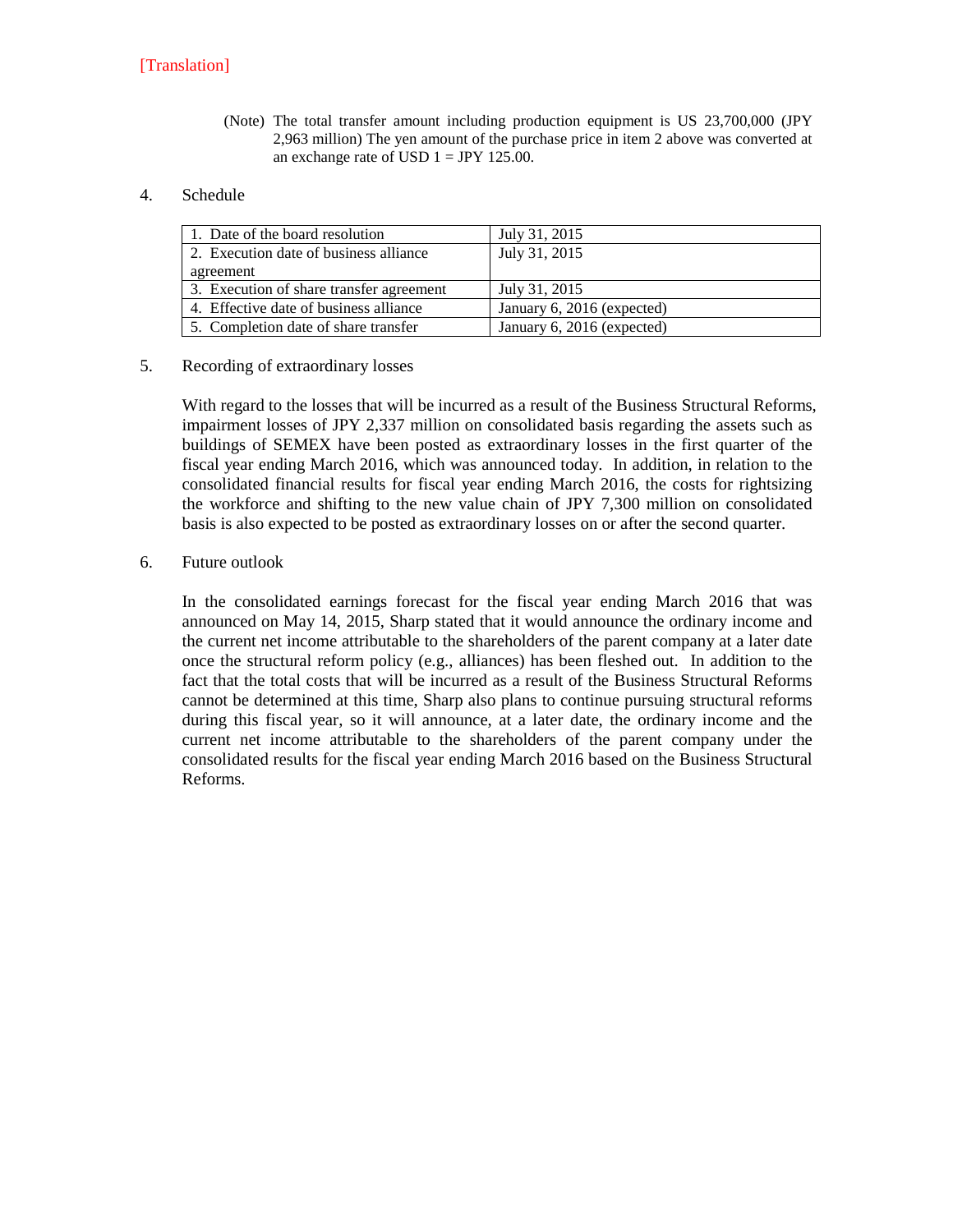[Translation]

(Note) The total transfer amount including production equipment is US 23,700,000 (JPY 2,963 million) The yen amount of the purchase price in item 2 above was converted at an exchange rate of USD 1 = JPY 125.00.

4. Schedule

| | |
|---|---|
| 1. Date of the board resolution | July 31, 2015 |
| 2. Execution date of business alliance agreement | July 31, 2015 |
| 3. Execution of share transfer agreement | July 31, 2015 |
| 4. Effective date of business alliance | January 6, 2016 (expected) |
| 5. Completion date of share transfer | January 6, 2016 (expected) |

5. Recording of extraordinary losses

With regard to the losses that will be incurred as a result of the Business Structural Reforms, impairment losses of JPY 2,337 million on consolidated basis regarding the assets such as buildings of SEMEX have been posted as extraordinary losses in the first quarter of the fiscal year ending March 2016, which was announced today. In addition, in relation to the consolidated financial results for fiscal year ending March 2016, the costs for rightsizing the workforce and shifting to the new value chain of JPY 7,300 million on consolidated basis is also expected to be posted as extraordinary losses on or after the second quarter.

6. Future outlook

In the consolidated earnings forecast for the fiscal year ending March 2016 that was announced on May 14, 2015, Sharp stated that it would announce the ordinary income and the current net income attributable to the shareholders of the parent company at a later date once the structural reform policy (e.g., alliances) has been fleshed out. In addition to the fact that the total costs that will be incurred as a result of the Business Structural Reforms cannot be determined at this time, Sharp also plans to continue pursuing structural reforms during this fiscal year, so it will announce, at a later date, the ordinary income and the current net income attributable to the shareholders of the parent company under the consolidated results for the fiscal year ending March 2016 based on the Business Structural Reforms.